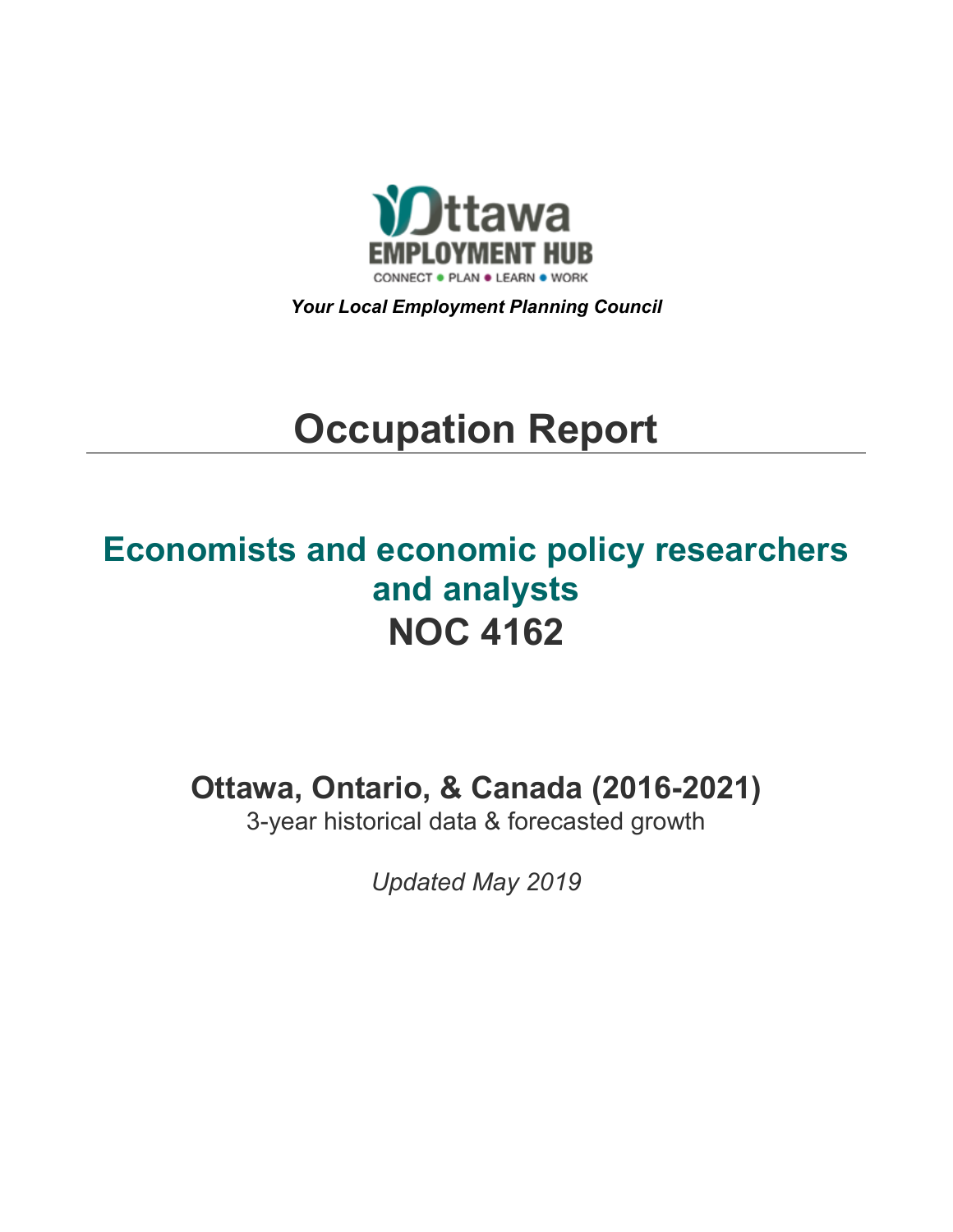Ottawa EMPLOYMENT HUB

CONNECT ● PLAN ● LEARN ● WORK

***Your Local Employment Planning Council***

# Occupation Report

## Economists and economic policy researchers and analysts
## NOC 4162

### Ottawa, Ontario, & Canada (2016-2021)

3-year historical data & forecasted growth

*Updated May 2019*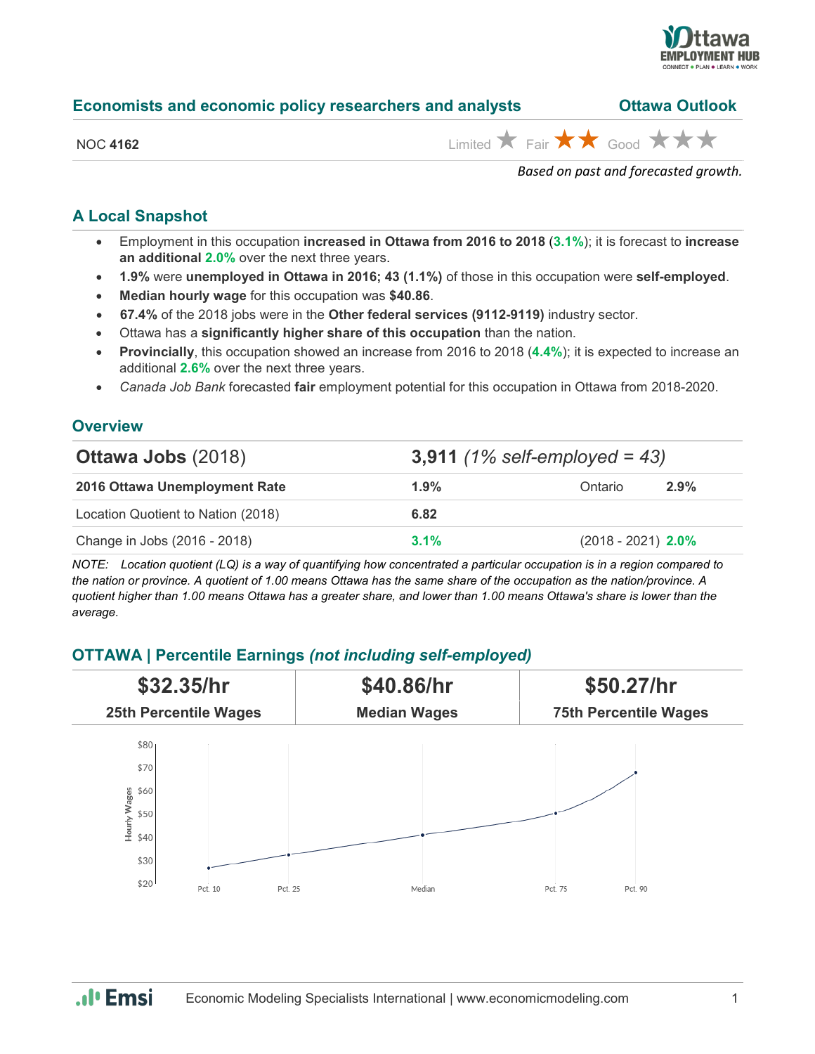## Economists and economic policy researchers and analysts

**Ottawa Outlook**

NOC **4162**

Limited ★ Fair ★★ Good ★★★

*Based on past and forecasted growth.*

### A Local Snapshot

- Employment in this occupation **increased in Ottawa from 2016 to 2018** (**3.1%**); it is forecast to **increase an additional 2.0%** over the next three years.
- **1.9%** were **unemployed in Ottawa in 2016; 43 (1.1%)** of those in this occupation were **self-employed**.
- **Median hourly wage** for this occupation was **$40.86**.
- **67.4%** of the 2018 jobs were in the **Other federal services (9112-9119)** industry sector.
- Ottawa has a **significantly higher share of this occupation** than the nation.
- **Provincially**, this occupation showed an increase from 2016 to 2018 (**4.4%**); it is expected to increase an additional **2.6%** over the next three years.
- *Canada Job Bank* forecasted **fair** employment potential for this occupation in Ottawa from 2018-2020.

### Overview

| **Ottawa Jobs** (2018) | **3,911** *(1% self-employed = 43)* | | |
|---|---|---|---|
| **2016 Ottawa Unemployment Rate** | **1.9%** | Ontario | **2.9%** |
| Location Quotient to Nation (2018) | **6.82** | | |
| Change in Jobs (2016 - 2018) | **3.1%** | (2018 - 2021) | **2.0%** |

*NOTE: Location quotient (LQ) is a way of quantifying how concentrated a particular occupation is in a region compared to the nation or province. A quotient of 1.00 means Ottawa has the same share of the occupation as the nation/province. A quotient higher than 1.00 means Ottawa has a greater share, and lower than 1.00 means Ottawa's share is lower than the average.*

### OTTAWA | Percentile Earnings *(not including self-employed)*

| **$32.35/hr** | **$40.86/hr** | **$50.27/hr** |
|---|---|---|
| **25th Percentile Wages** | **Median Wages** | **75th Percentile Wages** |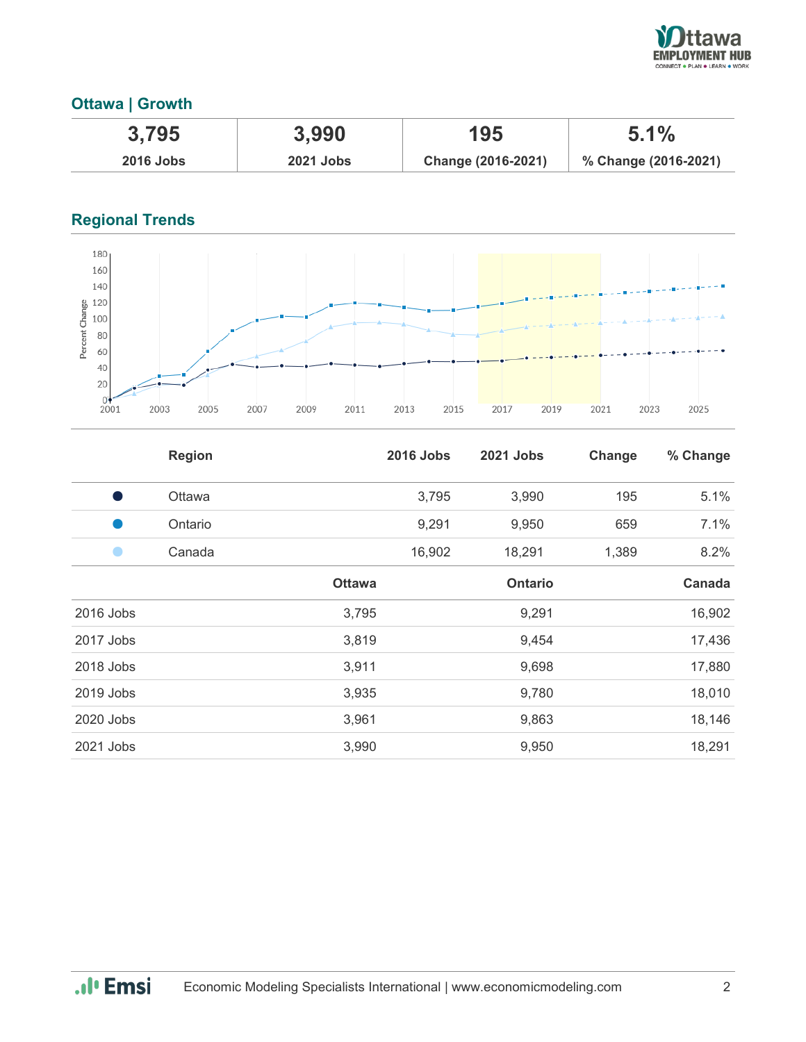## Ottawa | Growth

| 3,795 | 3,990 | 195 | 5.1% |
|---|---|---|---|
| 2016 Jobs | 2021 Jobs | Change (2016-2021) | % Change (2016-2021) |

## Regional Trends

| | Region | 2016 Jobs | 2021 Jobs | Change | % Change |
|---|---|---|---|---|---|
| ● | Ottawa | 3,795 | 3,990 | 195 | 5.1% |
| ● | Ontario | 9,291 | 9,950 | 659 | 7.1% |
| ● | Canada | 16,902 | 18,291 | 1,389 | 8.2% |

| | Ottawa | Ontario | Canada |
|---|---|---|---|
| 2016 Jobs | 3,795 | 9,291 | 16,902 |
| 2017 Jobs | 3,819 | 9,454 | 17,436 |
| 2018 Jobs | 3,911 | 9,698 | 17,880 |
| 2019 Jobs | 3,935 | 9,780 | 18,010 |
| 2020 Jobs | 3,961 | 9,863 | 18,146 |
| 2021 Jobs | 3,990 | 9,950 | 18,291 |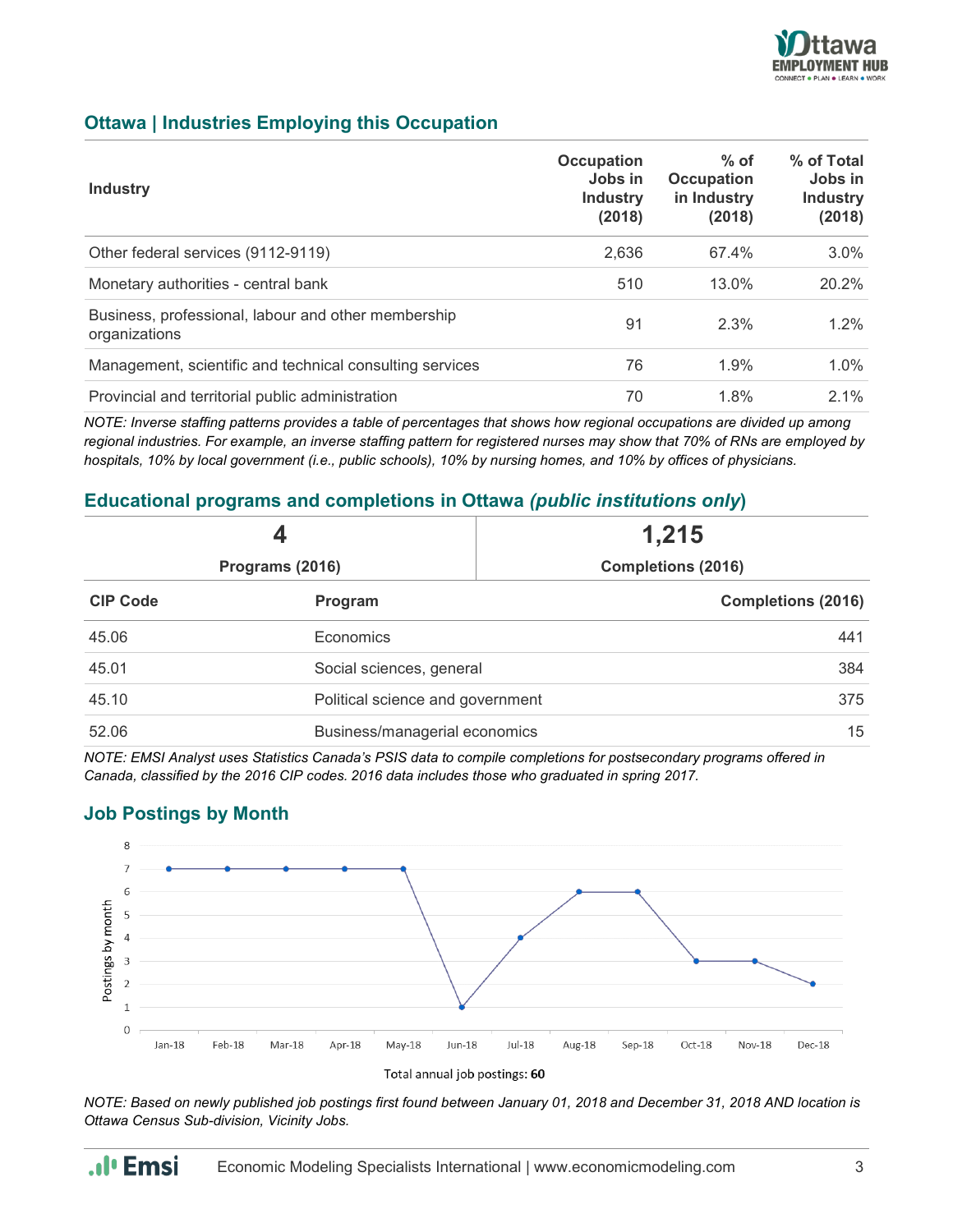## Ottawa | Industries Employing this Occupation

| Industry | Occupation Jobs in Industry (2018) | % of Occupation in Industry (2018) | % of Total Jobs in Industry (2018) |
|---|---|---|---|
| Other federal services (9112-9119) | 2,636 | 67.4% | 3.0% |
| Monetary authorities - central bank | 510 | 13.0% | 20.2% |
| Business, professional, labour and other membership organizations | 91 | 2.3% | 1.2% |
| Management, scientific and technical consulting services | 76 | 1.9% | 1.0% |
| Provincial and territorial public administration | 70 | 1.8% | 2.1% |

*NOTE: Inverse staffing patterns provides a table of percentages that shows how regional occupations are divided up among regional industries. For example, an inverse staffing pattern for registered nurses may show that 70% of RNs are employed by hospitals, 10% by local government (i.e., public schools), 10% by nursing homes, and 10% by offices of physicians.*

## Educational programs and completions in Ottawa *(public institutions only)*

| 4 | 1,215 |
|---|---|
| Programs (2016) | Completions (2016) |

| CIP Code | Program | Completions (2016) |
|---|---|---|
| 45.06 | Economics | 441 |
| 45.01 | Social sciences, general | 384 |
| 45.10 | Political science and government | 375 |
| 52.06 | Business/managerial economics | 15 |

*NOTE: EMSI Analyst uses Statistics Canada's PSIS data to compile completions for postsecondary programs offered in Canada, classified by the 2016 CIP codes. 2016 data includes those who graduated in spring 2017.*

## Job Postings by Month

| Month | Postings by month |
|---|---|
| Jan-18 | 7 |
| Feb-18 | 7 |
| Mar-18 | 7 |
| Apr-18 | 7 |
| May-18 | 7 |
| Jun-18 | 1 |
| Jul-18 | 4 |
| Aug-18 | 6 |
| Sep-18 | 6 |
| Oct-18 | 3 |
| Nov-18 | 3 |
| Dec-18 | 2 |

Total annual job postings: **60**

*NOTE: Based on newly published job postings first found between January 01, 2018 and December 31, 2018 AND location is Ottawa Census Sub-division, Vicinity Jobs.*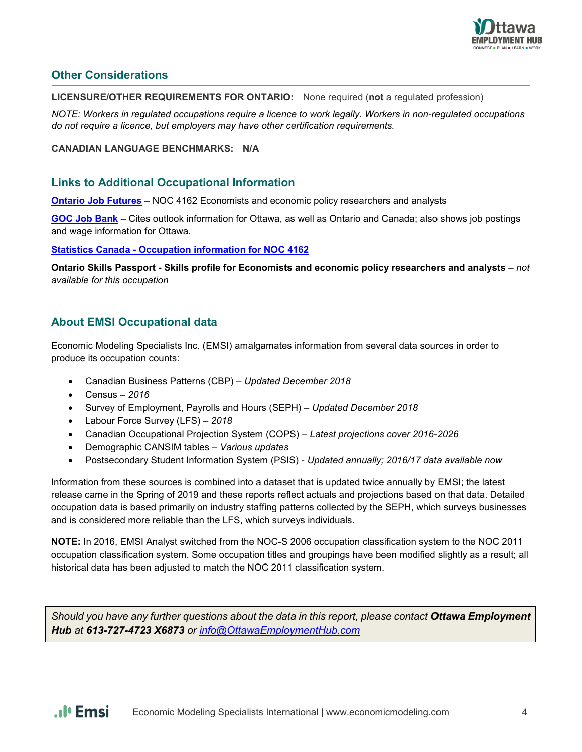## Other Considerations

**LICENSURE/OTHER REQUIREMENTS FOR ONTARIO:** None required (**not** a regulated profession)

*NOTE: Workers in regulated occupations require a licence to work legally. Workers in non-regulated occupations do not require a licence, but employers may have other certification requirements.*

**CANADIAN LANGUAGE BENCHMARKS: N/A**

## Links to Additional Occupational Information

**Ontario Job Futures** – NOC 4162 Economists and economic policy researchers and analysts

**GOC Job Bank** – Cites outlook information for Ottawa, as well as Ontario and Canada; also shows job postings and wage information for Ottawa.

**Statistics Canada - Occupation information for NOC 4162**

**Ontario Skills Passport - Skills profile for Economists and economic policy researchers and analysts** – *not available for this occupation*

## About EMSI Occupational data

Economic Modeling Specialists Inc. (EMSI) amalgamates information from several data sources in order to produce its occupation counts:

- Canadian Business Patterns (CBP) – *Updated December 2018*
- Census – *2016*
- Survey of Employment, Payrolls and Hours (SEPH) – *Updated December 2018*
- Labour Force Survey (LFS) – *2018*
- Canadian Occupational Projection System (COPS) – *Latest projections cover 2016-2026*
- Demographic CANSIM tables – *Various updates*
- Postsecondary Student Information System (PSIS) - *Updated annually; 2016/17 data available now*

Information from these sources is combined into a dataset that is updated twice annually by EMSI; the latest release came in the Spring of 2019 and these reports reflect actuals and projections based on that data. Detailed occupation data is based primarily on industry staffing patterns collected by the SEPH, which surveys businesses and is considered more reliable than the LFS, which surveys individuals.

**NOTE:** In 2016, EMSI Analyst switched from the NOC-S 2006 occupation classification system to the NOC 2011 occupation classification system. Some occupation titles and groupings have been modified slightly as a result; all historical data has been adjusted to match the NOC 2011 classification system.

*Should you have any further questions about the data in this report, please contact **Ottawa Employment Hub** at **613-727-4723 X6873** or info@OttawaEmploymentHub.com*